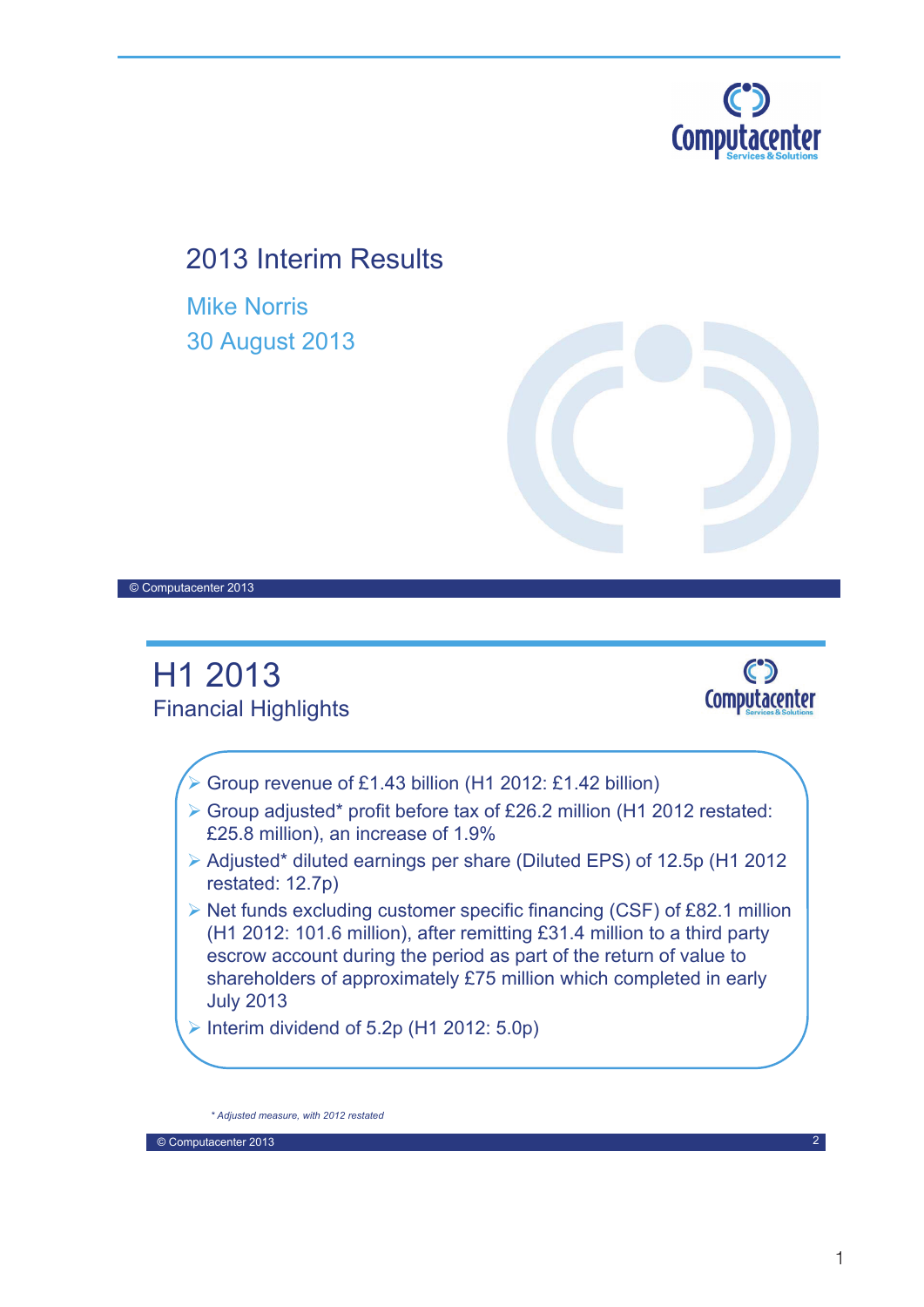# 2013 Interim Results

Mike Norris
30 August 2013

© Computacenter 2013

## H1 2013

### Financial Highlights

- Group revenue of £1.43 billion (H1 2012: £1.42 billion)
- Group adjusted* profit before tax of £26.2 million (H1 2012 restated: £25.8 million), an increase of 1.9%
- Adjusted* diluted earnings per share (Diluted EPS) of 12.5p (H1 2012 restated: 12.7p)
- Net funds excluding customer specific financing (CSF) of £82.1 million (H1 2012: 101.6 million), after remitting £31.4 million to a third party escrow account during the period as part of the return of value to shareholders of approximately £75 million which completed in early July 2013
- Interim dividend of 5.2p (H1 2012: 5.0p)

*\* Adjusted measure, with 2012 restated*

© Computacenter 2013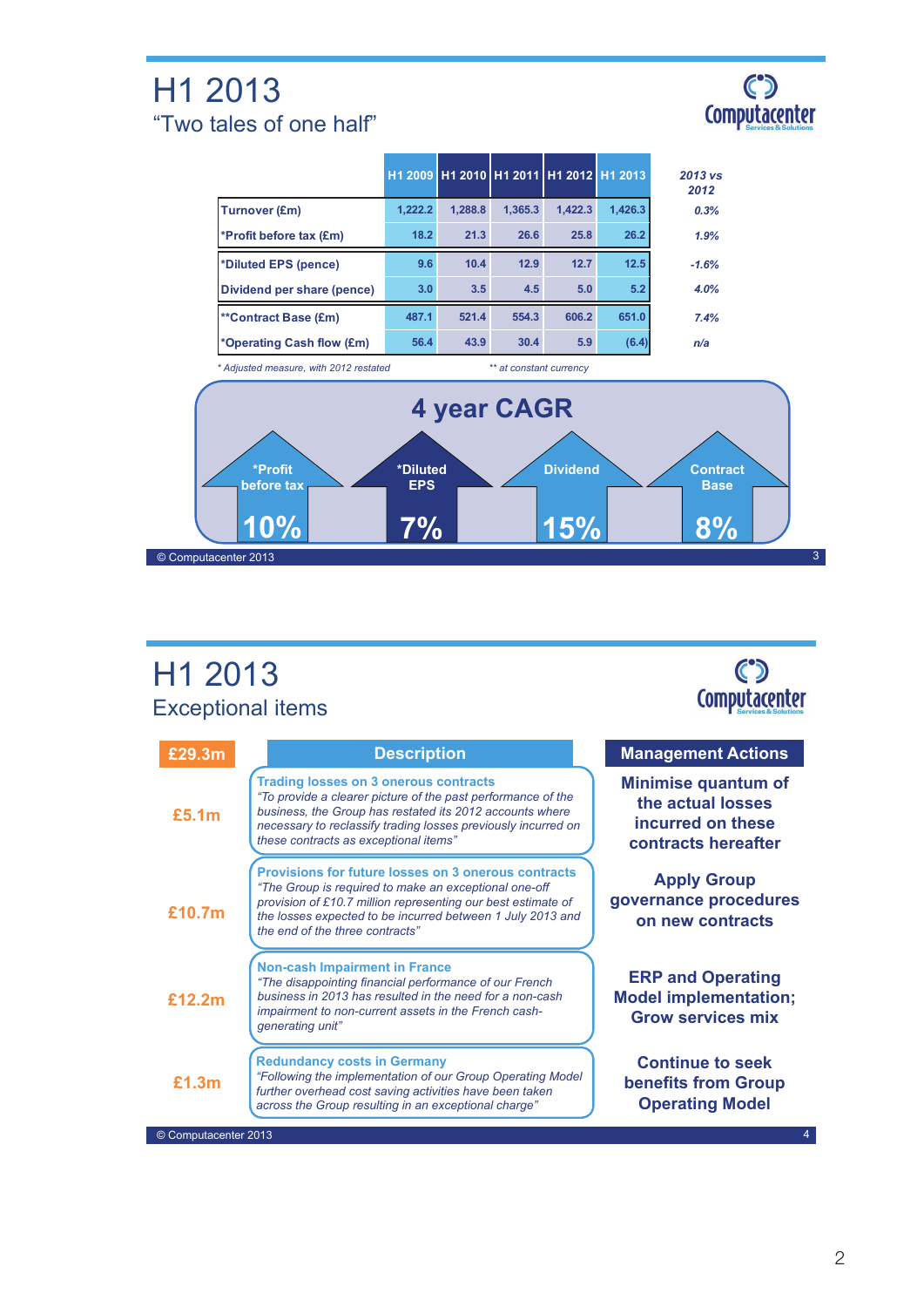# H1 2013

## "Two tales of one half"

| | H1 2009 | H1 2010 | H1 2011 | H1 2012 | H1 2013 | *2013 vs 2012* |
|---|---|---|---|---|---|---|
| Turnover (£m) | 1,222.2 | 1,288.8 | 1,365.3 | 1,422.3 | 1,426.3 | *0.3%* |
| *Profit before tax (£m) | 18.2 | 21.3 | 26.6 | 25.8 | 26.2 | *1.9%* |
| *Diluted EPS (pence) | 9.6 | 10.4 | 12.9 | 12.7 | 12.5 | *-1.6%* |
| Dividend per share (pence) | 3.0 | 3.5 | 4.5 | 5.0 | 5.2 | *4.0%* |
| **Contract Base (£m) | 487.1 | 521.4 | 554.3 | 606.2 | 651.0 | *7.4%* |
| *Operating Cash flow (£m) | 56.4 | 43.9 | 30.4 | 5.9 | (6.4) | *n/a* |

*\* Adjusted measure, with 2012 restated*

*\*\* at constant currency*

### 4 year CAGR

| *Profit before tax | *Diluted EPS | Dividend | Contract Base |
|---|---|---|---|
| 10% | 7% | 15% | 8% |

© Computacenter 2013

# H1 2013

## Exceptional items

| £29.3m | Description | Management Actions |
|---|---|---|
| £5.1m | **Trading losses on 3 onerous contracts**<br>*"To provide a clearer picture of the past performance of the business, the Group has restated its 2012 accounts where necessary to reclassify trading losses previously incurred on these contracts as exceptional items"* | Minimise quantum of the actual losses incurred on these contracts hereafter |
| £10.7m | **Provisions for future losses on 3 onerous contracts**<br>*"The Group is required to make an exceptional one-off provision of £10.7 million representing our best estimate of the losses expected to be incurred between 1 July 2013 and the end of the three contracts"* | Apply Group governance procedures on new contracts |
| £12.2m | **Non-cash Impairment in France**<br>*"The disappointing financial performance of our French business in 2013 has resulted in the need for a non-cash impairment to non-current assets in the French cash-generating unit"* | ERP and Operating Model implementation; Grow services mix |
| £1.3m | **Redundancy costs in Germany**<br>*"Following the implementation of our Group Operating Model further overhead cost saving activities have been taken across the Group resulting in an exceptional charge"* | Continue to seek benefits from Group Operating Model |

© Computacenter 2013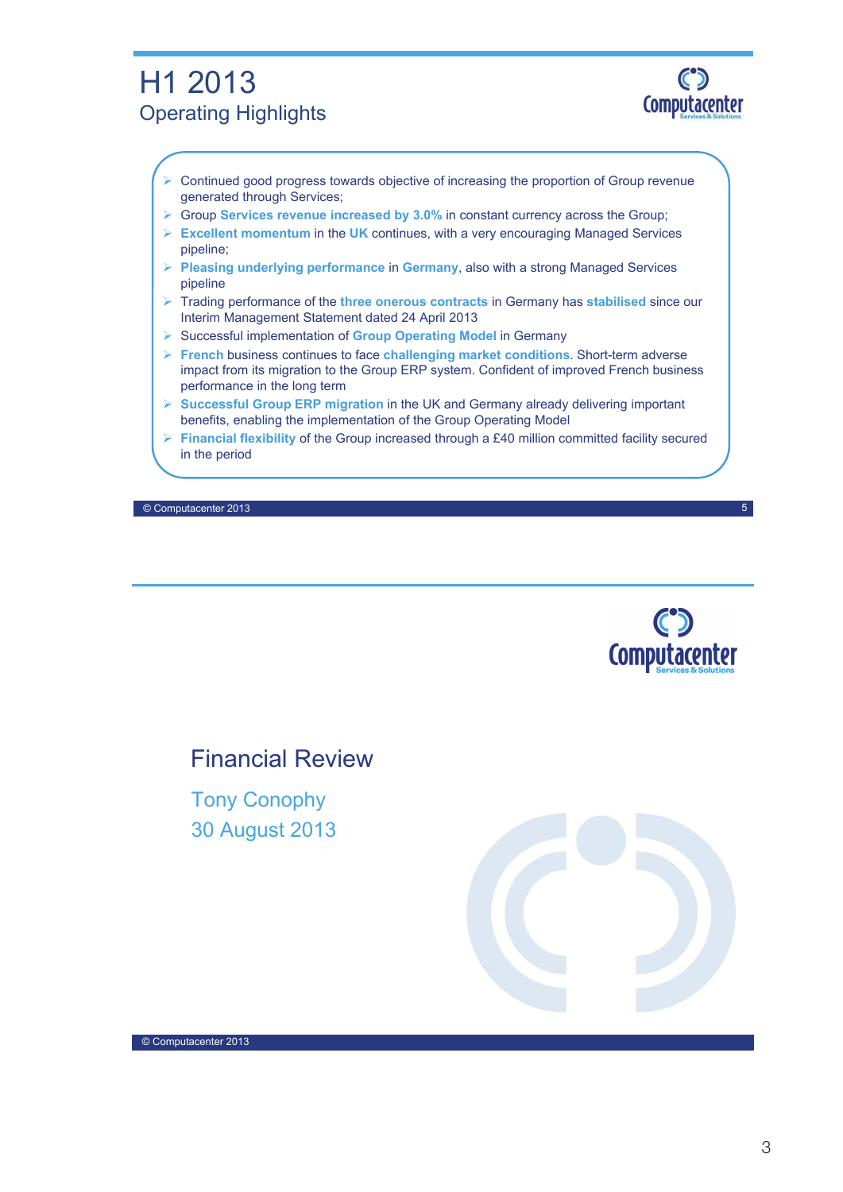# H1 2013

## Operating Highlights

- Continued good progress towards objective of increasing the proportion of Group revenue generated through Services;
- Group **Services revenue increased by 3.0%** in constant currency across the Group;
- **Excellent momentum** in the **UK** continues, with a very encouraging Managed Services pipeline;
- **Pleasing underlying performance** in **Germany**, also with a strong Managed Services pipeline
- Trading performance of the **three onerous contracts** in Germany has **stabilised** since our Interim Management Statement dated 24 April 2013
- Successful implementation of **Group Operating Model** in Germany
- **French** business continues to face **challenging market conditions**. Short-term adverse impact from its migration to the Group ERP system. Confident of improved French business performance in the long term
- **Successful Group ERP migration** in the UK and Germany already delivering important benefits, enabling the implementation of the Group Operating Model
- **Financial flexibility** of the Group increased through a £40 million committed facility secured in the period

© Computacenter 2013

# Financial Review

Tony Conophy

30 August 2013

© Computacenter 2013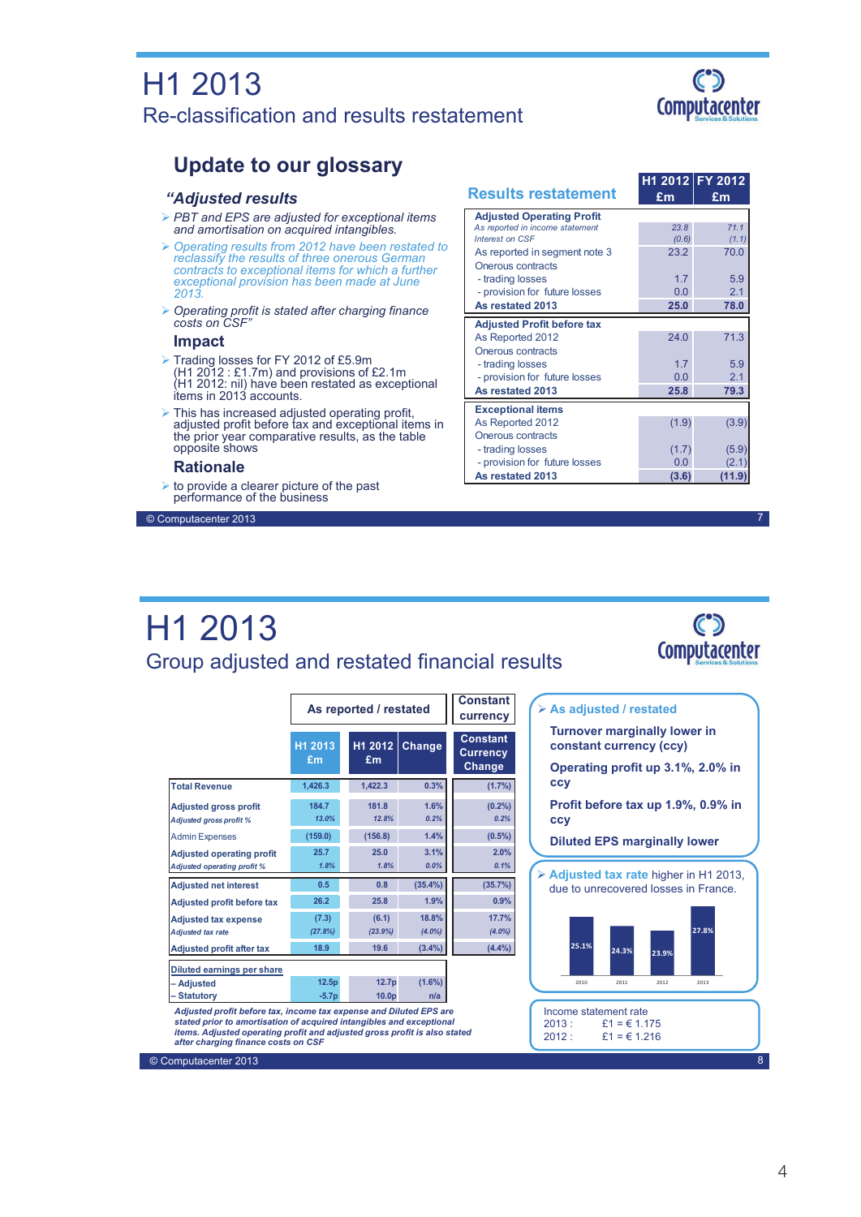# H1 2013

## Re-classification and results restatement

### Update to our glossary

#### *"Adjusted results*

- *PBT and EPS are adjusted for exceptional items and amortisation on acquired intangibles.*
- *Operating results from 2012 have been restated to reclassify the results of three onerous German contracts to exceptional items for which a further exceptional provision has been made at June 2013.*
- *Operating profit is stated after charging finance costs on CSF"*

#### Impact

- Trading losses for FY 2012 of £5.9m (H1 2012 : £1.7m) and provisions of £2.1m (H1 2012: nil) have been restated as exceptional items in 2013 accounts.
- This has increased adjusted operating profit, adjusted profit before tax and exceptional items in the prior year comparative results, as the table opposite shows

#### Rationale

- to provide a clearer picture of the past performance of the business

### Results restatement

| | H1 2012 £m | FY 2012 £m |
|---|---|---|
| **Adjusted Operating Profit** | | |
| *As reported in income statement* | *23.8* | *71.1* |
| *Interest on CSF* | *(0.6)* | *(1.1)* |
| As reported in segment note 3 | 23.2 | 70.0 |
| Onerous contracts | | |
| - trading losses | 1.7 | 5.9 |
| - provision for future losses | 0.0 | 2.1 |
| **As restated 2013** | **25.0** | **78.0** |
| **Adjusted Profit before tax** | | |
| As Reported 2012 | 24.0 | 71.3 |
| Onerous contracts | | |
| - trading losses | 1.7 | 5.9 |
| - provision for future losses | 0.0 | 2.1 |
| **As restated 2013** | **25.8** | **79.3** |
| **Exceptional items** | | |
| As Reported 2012 | (1.9) | (3.9) |
| Onerous contracts | | |
| - trading losses | (1.7) | (5.9) |
| - provision for future losses | 0.0 | (2.1) |
| **As restated 2013** | **(3.6)** | **(11.9)** |

# H1 2013

## Group adjusted and restated financial results

| | As reported / restated | | | Constant currency |
|---|---|---|---|---|
| | H1 2013 £m | H1 2012 £m | Change | Constant Currency Change |
| **Total Revenue** | 1,426.3 | 1,422.3 | 0.3% | (1.7%) |
| **Adjusted gross profit** | 184.7 | 181.8 | 1.6% | (0.2%) |
| *Adjusted gross profit %* | *13.0%* | *12.8%* | *0.2%* | *0.2%* |
| Admin Expenses | (159.0) | (156.8) | 1.4% | (0.5%) |
| **Adjusted operating profit** | 25.7 | 25.0 | 3.1% | 2.0% |
| *Adjusted operating profit %* | *1.8%* | *1.8%* | *0.0%* | *0.1%* |
| **Adjusted net interest** | 0.5 | 0.8 | (35.4%) | (35.7%) |
| **Adjusted profit before tax** | 26.2 | 25.8 | 1.9% | 0.9% |
| **Adjusted tax expense** | (7.3) | (6.1) | 18.8% | 17.7% |
| *Adjusted tax rate* | *(27.8%)* | *(23.9%)* | *(4.0%)* | *(4.0%)* |
| **Adjusted profit after tax** | 18.9 | 19.6 | (3.4%) | (4.4%) |
| **Diluted earnings per share** | | | | |
| **– Adjusted** | 12.5p | 12.7p | (1.6%) | |
| **– Statutory** | -5.7p | 10.0p | n/a | |

*Adjusted profit before tax, income tax expense and Diluted EPS are stated prior to amortisation of acquired intangibles and exceptional items. Adjusted operating profit and adjusted gross profit is also stated after charging finance costs on CSF*

- **As adjusted / restated**
  - **Turnover marginally lower in constant currency (ccy)**
  - **Operating profit up 3.1%, 2.0% in ccy**
  - **Profit before tax up 1.9%, 0.9% in ccy**
  - **Diluted EPS marginally lower**
- **Adjusted tax rate** higher in H1 2013, due to unrecovered losses in France.

| 2010 | 2011 | 2012 | 2013 |
|---|---|---|---|
| 25.1% | 24.3% | 23.9% | 27.8% |

Income statement rate
2013 : £1 = € 1.175
2012 : £1 = € 1.216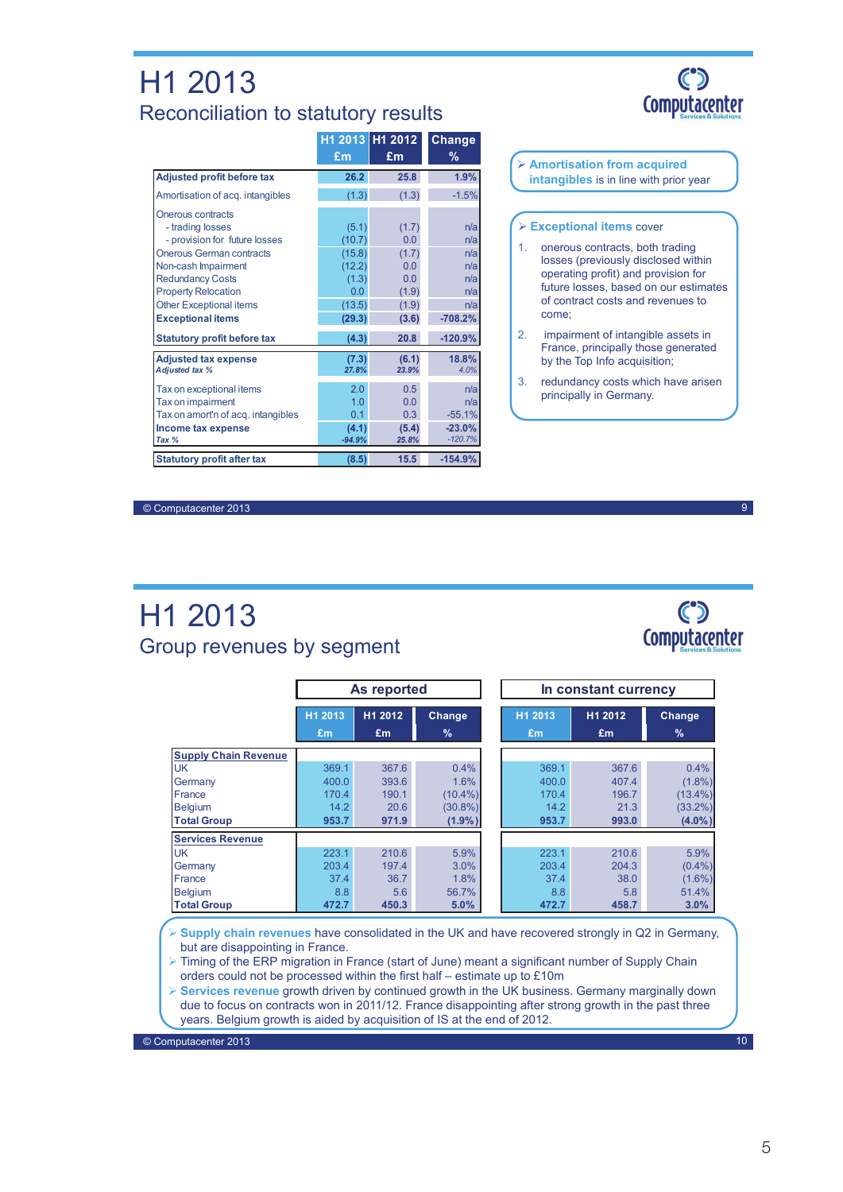# H1 2013

## Reconciliation to statutory results

| | H1 2013 £m | H1 2012 £m | Change % |
|---|---|---|---|
| **Adjusted profit before tax** | **26.2** | **25.8** | **1.9%** |
| Amortisation of acq. intangibles | (1.3) | (1.3) | -1.5% |
| Onerous contracts | | | |
| - trading losses | (5.1) | (1.7) | n/a |
| - provision for future losses | (10.7) | 0.0 | n/a |
| Onerous German contracts | (15.8) | (1.7) | n/a |
| Non-cash Impairment | (12.2) | 0.0 | n/a |
| Redundancy Costs | (1.3) | 0.0 | n/a |
| Property Relocation | 0.0 | (1.9) | n/a |
| Other Exceptional items | (13.5) | (1.9) | n/a |
| **Exceptional items** | **(29.3)** | **(3.6)** | **-708.2%** |
| **Statutory profit before tax** | **(4.3)** | **20.8** | **-120.9%** |
| **Adjusted tax expense** | **(7.3)** | **(6.1)** | **18.8%** |
| *Adjusted tax %* | *27.8%* | *23.9%* | *4.0%* |
| Tax on exceptional items | 2.0 | 0.5 | n/a |
| Tax on impairment | 1.0 | 0.0 | n/a |
| Tax on amort'n of acq. intangibles | 0.1 | 0.3 | -55.1% |
| **Income tax expense** | **(4.1)** | **(5.4)** | **-23.0%** |
| *Tax %* | *-94.9%* | *25.8%* | *-120.7%* |
| **Statutory profit after tax** | **(8.5)** | **15.5** | **-154.9%** |

- **Amortisation from acquired intangibles** is in line with prior year

- **Exceptional items** cover
  1. onerous contracts, both trading losses (previously disclosed within operating profit) and provision for future losses, based on our estimates of contract costs and revenues to come;
  2. impairment of intangible assets in France, principally those generated by the Top Info acquisition;
  3. redundancy costs which have arisen principally in Germany.

© Computacenter 2013

# H1 2013

## Group revenues by segment

| | As reported | | | In constant currency | | |
|---|---|---|---|---|---|---|
| | H1 2013 £m | H1 2012 £m | Change % | H1 2013 £m | H1 2012 £m | Change % |
| **Supply Chain Revenue** | | | | | | |
| UK | 369.1 | 367.6 | 0.4% | 369.1 | 367.6 | 0.4% |
| Germany | 400.0 | 393.6 | 1.6% | 400.0 | 407.4 | (1.8%) |
| France | 170.4 | 190.1 | (10.4%) | 170.4 | 196.7 | (13.4%) |
| Belgium | 14.2 | 20.6 | (30.8%) | 14.2 | 21.3 | (33.2%) |
| **Total Group** | **953.7** | **971.9** | **(1.9%)** | **953.7** | **993.0** | **(4.0%)** |
| **Services Revenue** | | | | | | |
| UK | 223.1 | 210.6 | 5.9% | 223.1 | 210.6 | 5.9% |
| Germany | 203.4 | 197.4 | 3.0% | 203.4 | 204.3 | (0.4%) |
| France | 37.4 | 36.7 | 1.8% | 37.4 | 38.0 | (1.6%) |
| Belgium | 8.8 | 5.6 | 56.7% | 8.8 | 5.8 | 51.4% |
| **Total Group** | **472.7** | **450.3** | **5.0%** | **472.7** | **458.7** | **3.0%** |

- **Supply chain revenues** have consolidated in the UK and have recovered strongly in Q2 in Germany, but are disappointing in France.
- Timing of the ERP migration in France (start of June) meant a significant number of Supply Chain orders could not be processed within the first half – estimate up to £10m
- **Services revenue** growth driven by continued growth in the UK business. Germany marginally down due to focus on contracts won in 2011/12. France disappointing after strong growth in the past three years. Belgium growth is aided by acquisition of IS at the end of 2012.

© Computacenter 2013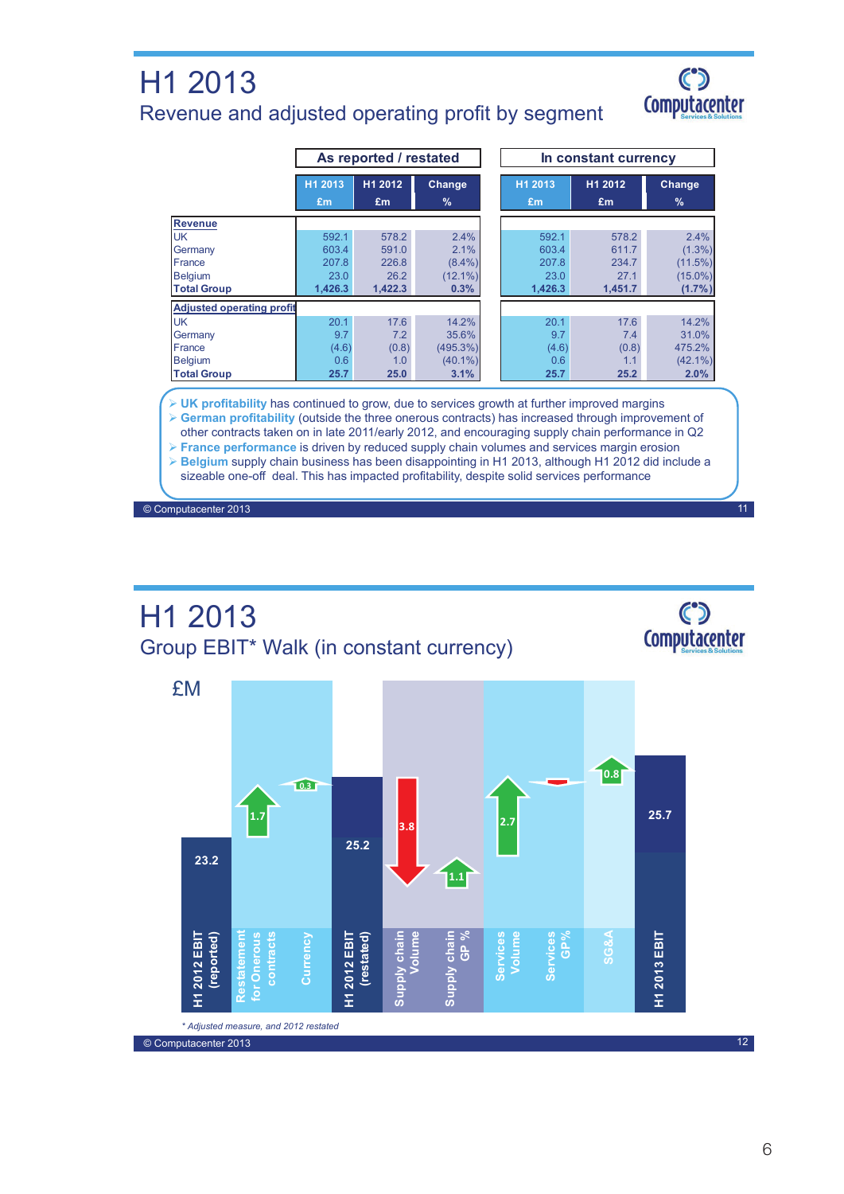# H1 2013

## Revenue and adjusted operating profit by segment

| | As reported / restated | | | In constant currency | | |
|---|---|---|---|---|---|---|
| | H1 2013 £m | H1 2012 £m | Change % | H1 2013 £m | H1 2012 £m | Change % |
| **Revenue** | | | | | | |
| UK | 592.1 | 578.2 | 2.4% | 592.1 | 578.2 | 2.4% |
| Germany | 603.4 | 591.0 | 2.1% | 603.4 | 611.7 | (1.3%) |
| France | 207.8 | 226.8 | (8.4%) | 207.8 | 234.7 | (11.5%) |
| Belgium | 23.0 | 26.2 | (12.1%) | 23.0 | 27.1 | (15.0%) |
| **Total Group** | **1,426.3** | **1,422.3** | **0.3%** | **1,426.3** | **1,451.7** | **(1.7%)** |
| **Adjusted operating profit** | | | | | | |
| UK | 20.1 | 17.6 | 14.2% | 20.1 | 17.6 | 14.2% |
| Germany | 9.7 | 7.2 | 35.6% | 9.7 | 7.4 | 31.0% |
| France | (4.6) | (0.8) | (495.3%) | (4.6) | (0.8) | 475.2% |
| Belgium | 0.6 | 1.0 | (40.1%) | 0.6 | 1.1 | (42.1%) |
| **Total Group** | **25.7** | **25.0** | **3.1%** | **25.7** | **25.2** | **2.0%** |

- **UK profitability** has continued to grow, due to services growth at further improved margins
- **German profitability** (outside the three onerous contracts) has increased through improvement of other contracts taken on in late 2011/early 2012, and encouraging supply chain performance in Q2
- **France performance** is driven by reduced supply chain volumes and services margin erosion
- **Belgium** supply chain business has been disappointing in H1 2013, although H1 2012 did include a sizeable one-off deal. This has impacted profitability, despite solid services performance

© Computacenter 2013

# H1 2013

## Group EBIT* Walk (in constant currency)

£M

| Step | £M |
|---|---|
| H1 2012 EBIT (reported) | 23.2 |
| Restatement for Onerous contracts | 1.7 |
| Currency | 0.3 |
| H1 2012 EBIT (restated) | 25.2 |
| Supply chain Volume | (3.8) |
| Supply chain GP % | 1.1 |
| Services Volume | 2.7 |
| Services GP% | |
| SG&A | 0.8 |
| H1 2013 EBIT | 25.7 |

*\* Adjusted measure, and 2012 restated*

© Computacenter 2013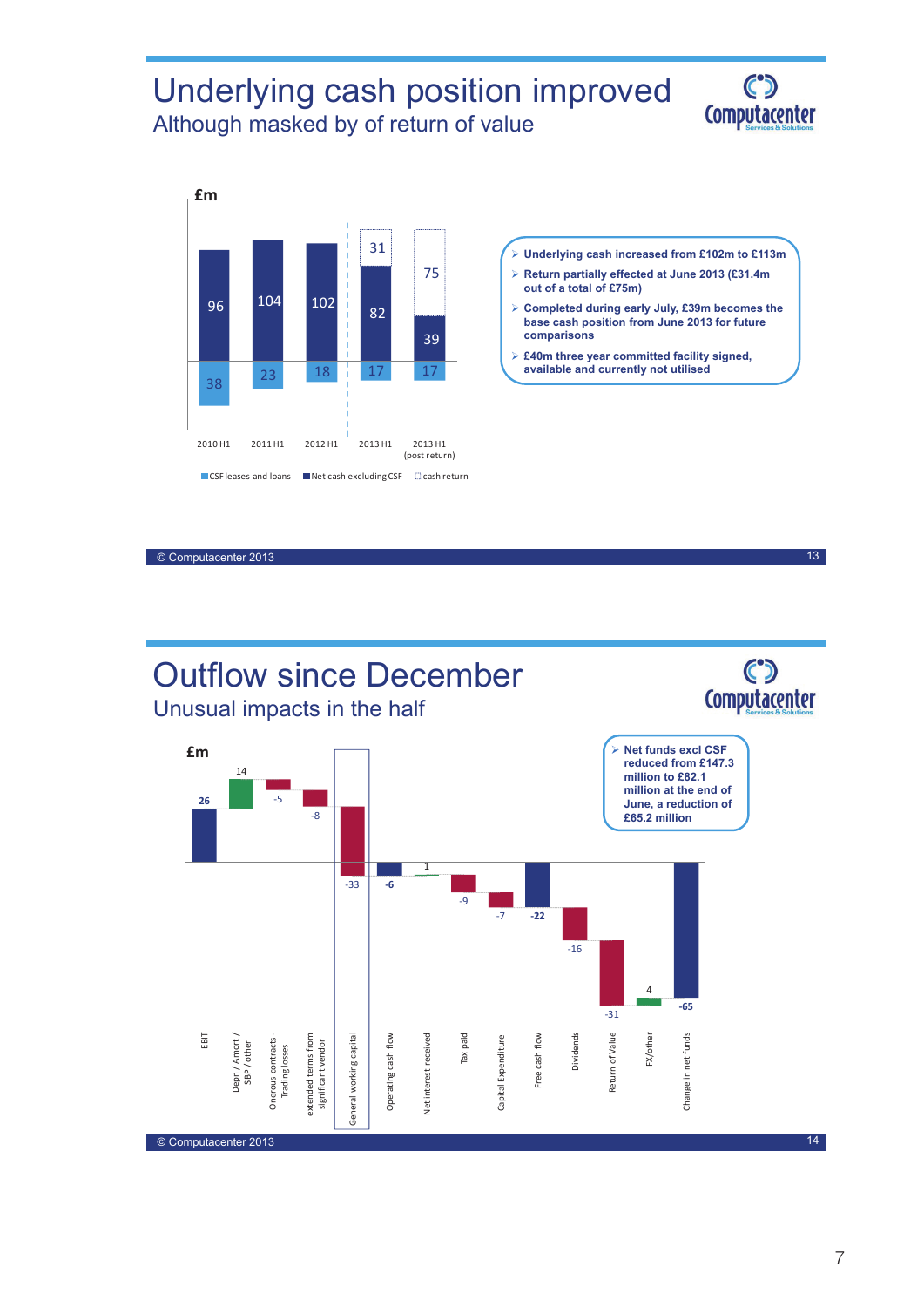# Underlying cash position improved

## Although masked by of return of value

£m

| | 2010 H1 | 2011 H1 | 2012 H1 | 2013 H1 | 2013 H1 (post return) |
|---|---|---|---|---|---|
| cash return | | | | 31 | 75 |
| Net cash excluding CSF | 96 | 104 | 102 | 82 | 39 |
| CSF leases and loans | 38 | 23 | 18 | 17 | 17 |

- Underlying cash increased from £102m to £113m
- Return partially effected at June 2013 (£31.4m out of a total of £75m)
- Completed during early July, £39m becomes the base cash position from June 2013 for future comparisons
- £40m three year committed facility signed, available and currently not utilised

© Computacenter 2013

# Outflow since December

## Unusual impacts in the half

£m

| Item | £m |
|---|---|
| EBIT | 26 |
| Depn / Amort / SBP / other | 14 |
| Onerous contracts - Trading losses | -5 |
| extended terms from significant vendor | -8 |
| General working capital | -33 |
| Operating cash flow | -6 |
| Net interest received | 1 |
| Tax paid | -9 |
| Capital Expenditure | -7 |
| Free cash flow | -22 |
| Dividends | -16 |
| Return of Value | -31 |
| FX/other | 4 |
| Change in net funds | -65 |

- Net funds excl CSF reduced from £147.3 million to £82.1 million at the end of June, a reduction of £65.2 million

© Computacenter 2013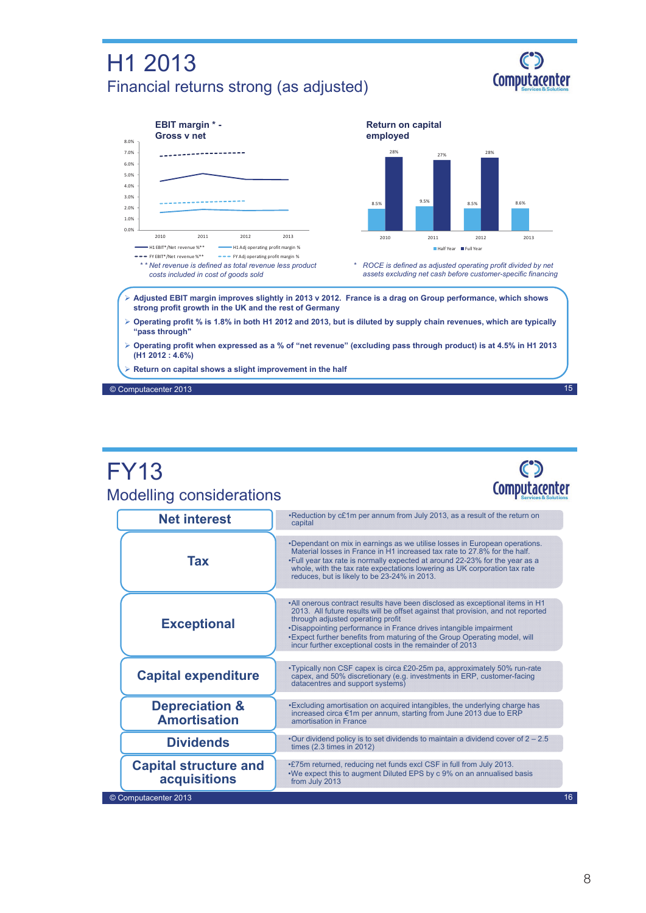# H1 2013

## Financial returns strong (as adjusted)

**EBIT margin * - Gross v net**

| | 2010 | 2011 | 2012 | 2013 |
|---|---|---|---|---|
| **Return on capital employed** – Half Year | 8.5% | 9.5% | 8.5% | 8.6% |
| **Return on capital employed** – Full Year | 28% | 27% | 28% | |

Legend (EBIT margin chart): H1 EBIT*/Net revenue %** ; H1 Adj operating profit margin % ; FY EBIT*/Net revenue %** ; FY Adj operating profit margin %

*\* \* Net revenue is defined as total revenue less product costs included in cost of goods sold*

*\* ROCE is defined as adjusted operating profit divided by net assets excluding net cash before customer-specific financing*

- **Adjusted EBIT margin improves slightly in 2013 v 2012. France is a drag on Group performance, which shows strong profit growth in the UK and the rest of Germany**
- **Operating profit % is 1.8% in both H1 2012 and 2013, but is diluted by supply chain revenues, which are typically "pass through"**
- **Operating profit when expressed as a % of "net revenue" (excluding pass through product) is at 4.5% in H1 2013 (H1 2012 : 4.6%)**
- **Return on capital shows a slight improvement in the half**

© Computacenter 2013

# FY13

## Modelling considerations

| | |
|---|---|
| **Net interest** | •Reduction by c£1m per annum from July 2013, as a result of the return on capital |
| **Tax** | •Dependant on mix in earnings as we utilise losses in European operations. Material losses in France in H1 increased tax rate to 27.8% for the half.<br>•Full year tax rate is normally expected at around 22-23% for the year as a whole, with the tax rate expectations lowering as UK corporation tax rate reduces, but is likely to be 23-24% in 2013. |
| **Exceptional** | •All onerous contract results have been disclosed as exceptional items in H1 2013. All future results will be offset against that provision, and not reported through adjusted operating profit<br>•Disappointing performance in France drives intangible impairment<br>•Expect further benefits from maturing of the Group Operating model, will incur further exceptional costs in the remainder of 2013 |
| **Capital expenditure** | •Typically non CSF capex is circa £20-25m pa, approximately 50% run-rate capex, and 50% discretionary (e.g. investments in ERP, customer-facing datacentres and support systems) |
| **Depreciation & Amortisation** | •Excluding amortisation on acquired intangibles, the underlying charge has increased circa €1m per annum, starting from June 2013 due to ERP amortisation in France |
| **Dividends** | •Our dividend policy is to set dividends to maintain a dividend cover of 2 – 2.5 times (2.3 times in 2012) |
| **Capital structure and acquisitions** | •£75m returned, reducing net funds excl CSF in full from July 2013.<br>•We expect this to augment Diluted EPS by c 9% on an annualised basis from July 2013 |

© Computacenter 2013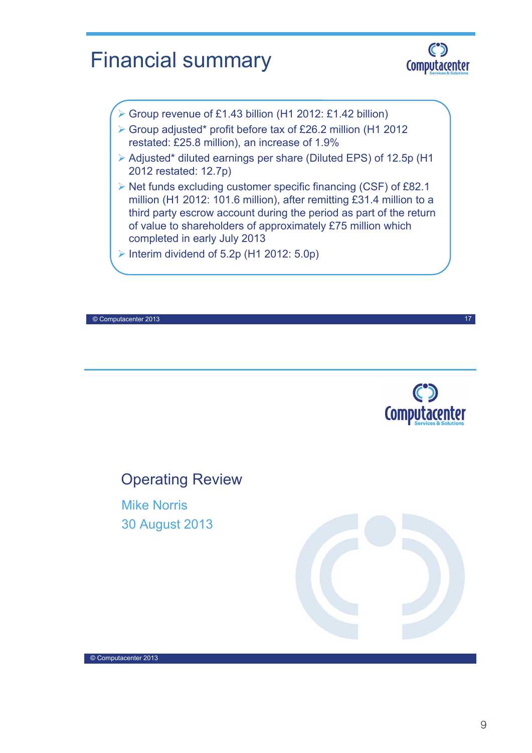# Financial summary

- Group revenue of £1.43 billion (H1 2012: £1.42 billion)
- Group adjusted* profit before tax of £26.2 million (H1 2012 restated: £25.8 million), an increase of 1.9%
- Adjusted* diluted earnings per share (Diluted EPS) of 12.5p (H1 2012 restated: 12.7p)
- Net funds excluding customer specific financing (CSF) of £82.1 million (H1 2012: 101.6 million), after remitting £31.4 million to a third party escrow account during the period as part of the return of value to shareholders of approximately £75 million which completed in early July 2013
- Interim dividend of 5.2p (H1 2012: 5.0p)

© Computacenter 2013

# Operating Review

Mike Norris

30 August 2013

© Computacenter 2013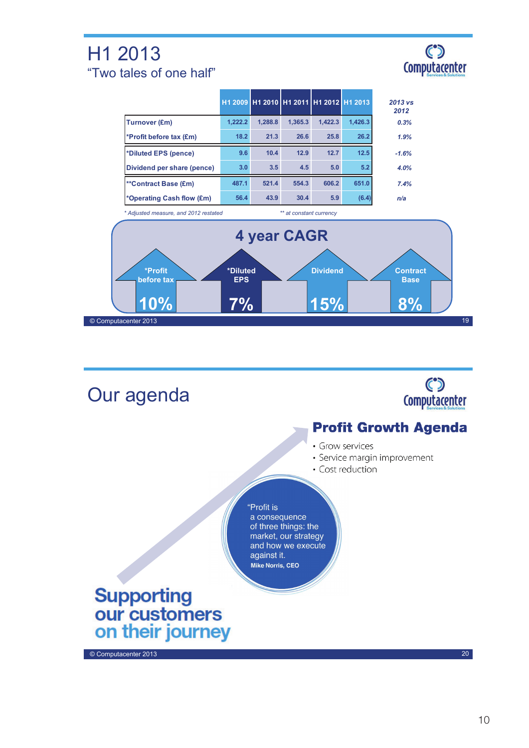# H1 2013

## "Two tales of one half"

| | H1 2009 | H1 2010 | H1 2011 | H1 2012 | H1 2013 | 2013 vs 2012 |
|---|---|---|---|---|---|---|
| Turnover (£m) | 1,222.2 | 1,288.8 | 1,365.3 | 1,422.3 | 1,426.3 | 0.3% |
| *Profit before tax (£m) | 18.2 | 21.3 | 26.6 | 25.8 | 26.2 | 1.9% |
| *Diluted EPS (pence) | 9.6 | 10.4 | 12.9 | 12.7 | 12.5 | -1.6% |
| Dividend per share (pence) | 3.0 | 3.5 | 4.5 | 5.0 | 5.2 | 4.0% |
| **Contract Base (£m) | 487.1 | 521.4 | 554.3 | 606.2 | 651.0 | 7.4% |
| *Operating Cash flow (£m) | 56.4 | 43.9 | 30.4 | 5.9 | (6.4) | n/a |

*\* Adjusted measure, and 2012 restated*  *\*\* at constant currency*

### 4 year CAGR

| *Profit before tax | *Diluted EPS | Dividend | Contract Base |
|---|---|---|---|
| 10% | 7% | 15% | 8% |

# Our agenda

## Profit Growth Agenda

- Grow services
- Service margin improvement
- Cost reduction

"Profit is a consequence of three things: the market, our strategy and how we execute against it.

**Mike Norris, CEO**

**Supporting our customers on their journey**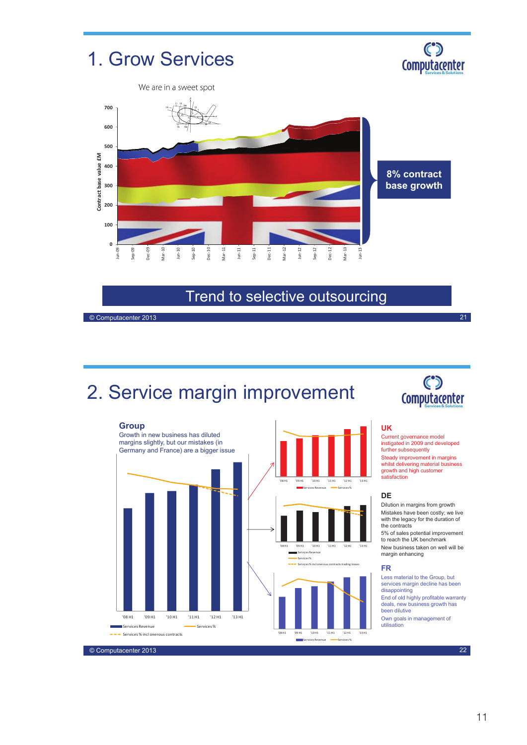# 1. Grow Services

We are in a sweet spot

Contract base value £M

700, 600, 500, 400, 300, 200, 100, 0

Jun-09, Sep-09, Dec-09, Mar-10, Jun-10, Sep-10, Dec-10, Mar-11, Jun-11, Sep-11, Dec-11, Mar-12, Jun-12, Sep-12, Dec-12, Mar-13, Jun-13

**8% contract base growth**

Trend to selective outsourcing

© Computacenter 2013

# 2. Service margin improvement

## Group

Growth in new business has diluted margins slightly, but our mistakes (in Germany and France) are a bigger issue

'08 H1, '09 H1, '10 H1, '11 H1, '12 H1, '13 H1

Services Revenue — Services % — Services % incl onerous contracts

## UK

Current governance model instigated in 2009 and developed further subsequently

Steady improvement in margins whilst delivering material business growth and high customer satisfaction

## DE

Dilution in margins from growth

Mistakes have been costly; we live with the legacy for the duration of the contracts

5% of sales potential improvement to reach the UK benchmark

New business taken on well will be margin enhancing

Services Revenue — Services % — Services % incl onerous contracts trading losses

## FR

Less material to the Group, but services margin decline has been disappointing

End of old highly profitable warranty deals, new business growth has been dilutive

Own goals in management of utilisation

© Computacenter 2013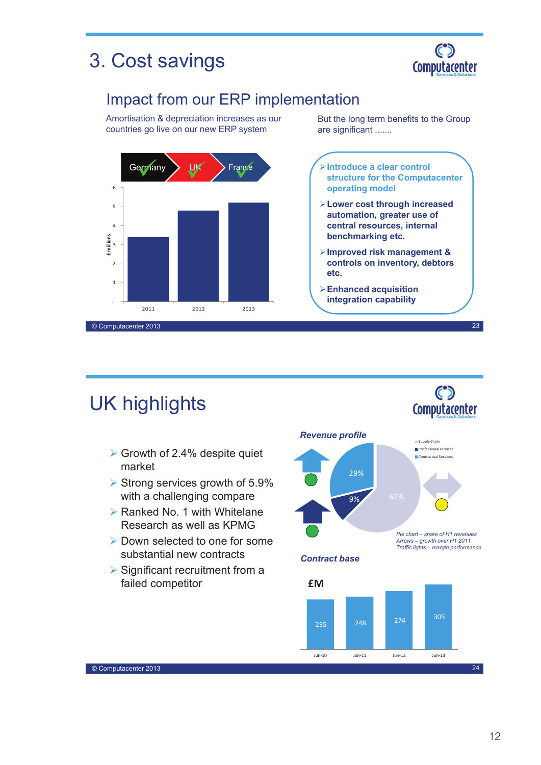# 3. Cost savings

## Impact from our ERP implementation

Amortisation & depreciation increases as our countries go live on our new ERP system

Germany ✓ UK ✓ France ✓

| | 2011 | 2012 | 2013 |
|---|---|---|---|
| £ millions | ~3.4 | ~4.8 | ~5.2 |

But the long term benefits to the Group are significant .......

- **Introduce a clear control structure for the Computacenter operating model**
- **Lower cost through increased automation, greater use of central resources, internal benchmarking etc.**
- **Improved risk management & controls on inventory, debtors etc.**
- **Enhanced acquisition integration capability**

© Computacenter 2013

# UK highlights

- Growth of 2.4% despite quiet market
- Strong services growth of 5.9% with a challenging compare
- Ranked No. 1 with Whitelane Research as well as KPMG
- Down selected to one for some substantial new contracts
- Significant recruitment from a failed competitor

***Revenue profile***

| Segment | Share of H1 revenues |
|---|---|
| Supply Chain | 62% |
| Professional services | 9% |
| Contractual Services | 29% |

*Pie chart – share of H1 revenues*
*Arrows – growth over H1 2011*
*Traffic lights – margin performance*

***Contract base***

£M

| Jun-10 | Jun-11 | Jun-12 | Jun-13 |
|---|---|---|---|
| 235 | 248 | 274 | 305 |

© Computacenter 2013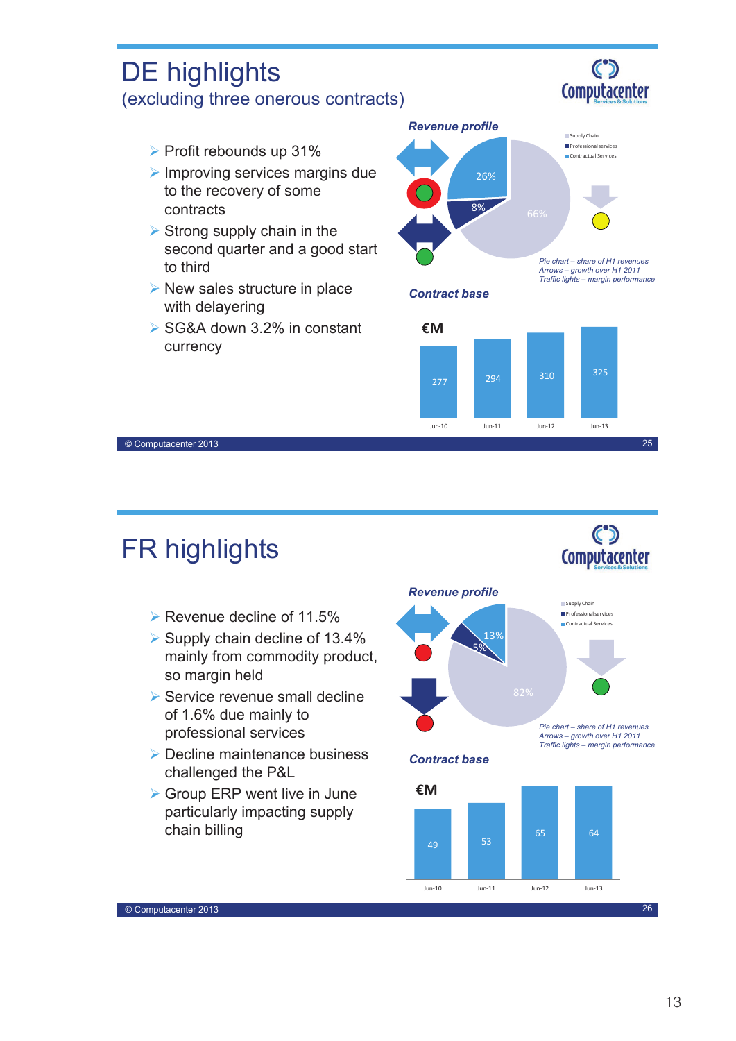# DE highlights

## (excluding three onerous contracts)

- Profit rebounds up 31%
- Improving services margins due to the recovery of some contracts
- Strong supply chain in the second quarter and a good start to third
- New sales structure in place with delayering
- SG&A down 3.2% in constant currency

**Revenue profile**

- Supply Chain: 66%
- Professional services: 8%
- Contractual Services: 26%

*Pie chart – share of H1 revenues*
*Arrows – growth over H1 2011*
*Traffic lights – margin performance*

**Contract base**

€M

| Jun-10 | Jun-11 | Jun-12 | Jun-13 |
|---|---|---|---|
| 277 | 294 | 310 | 325 |

© Computacenter 2013

# FR highlights

- Revenue decline of 11.5%
- Supply chain decline of 13.4% mainly from commodity product, so margin held
- Service revenue small decline of 1.6% due mainly to professional services
- Decline maintenance business challenged the P&L
- Group ERP went live in June particularly impacting supply chain billing

**Revenue profile**

- Supply Chain: 82%
- Professional services: 5%
- Contractual Services: 13%

*Pie chart – share of H1 revenues*
*Arrows – growth over H1 2011*
*Traffic lights – margin performance*

**Contract base**

€M

| Jun-10 | Jun-11 | Jun-12 | Jun-13 |
|---|---|---|---|
| 49 | 53 | 65 | 64 |

© Computacenter 2013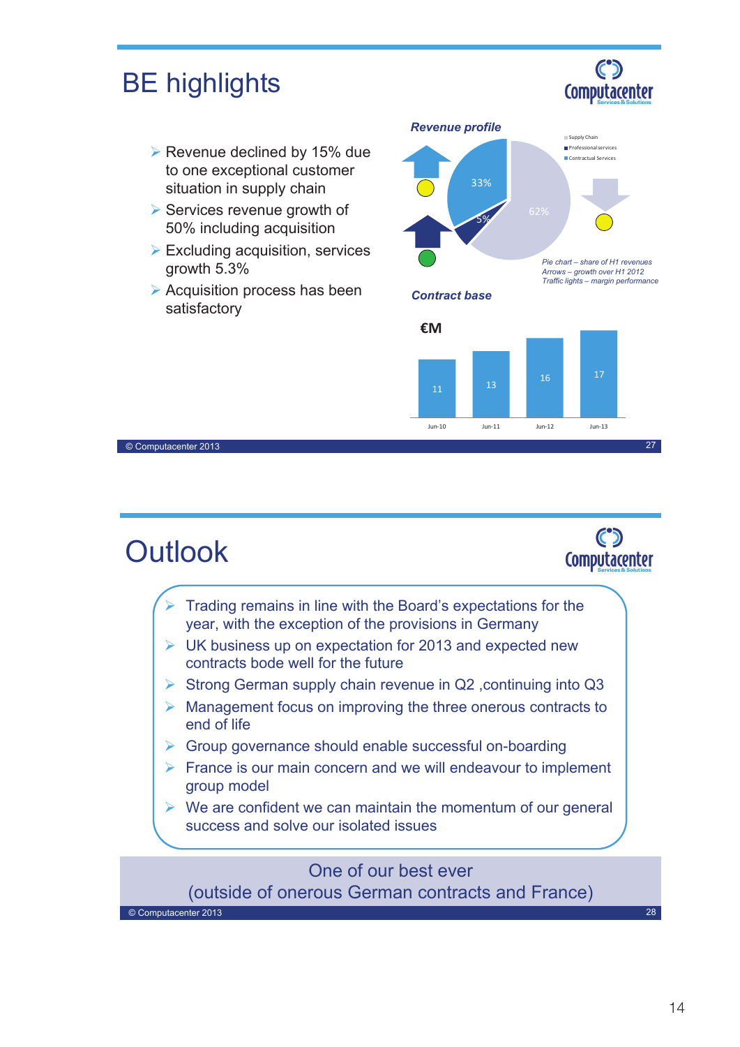# BE highlights

- Revenue declined by 15% due to one exceptional customer situation in supply chain
- Services revenue growth of 50% including acquisition
- Excluding acquisition, services growth 5.3%
- Acquisition process has been satisfactory

***Revenue profile***

Supply Chain
Professional services
Contractual Services

33%
5%
62%

*Pie chart – share of H1 revenues*
*Arrows – growth over H1 2012*
*Traffic lights – margin performance*

***Contract base***

€M

| Jun-10 | Jun-11 | Jun-12 | Jun-13 |
|---|---|---|---|
| 11 | 13 | 16 | 17 |

© Computacenter 2013

# Outlook

- Trading remains in line with the Board's expectations for the year, with the exception of the provisions in Germany
- UK business up on expectation for 2013 and expected new contracts bode well for the future
- Strong German supply chain revenue in Q2 ,continuing into Q3
- Management focus on improving the three onerous contracts to end of life
- Group governance should enable successful on-boarding
- France is our main concern and we will endeavour to implement group model
- We are confident we can maintain the momentum of our general success and solve our isolated issues

One of our best ever
(outside of onerous German contracts and France)

© Computacenter 2013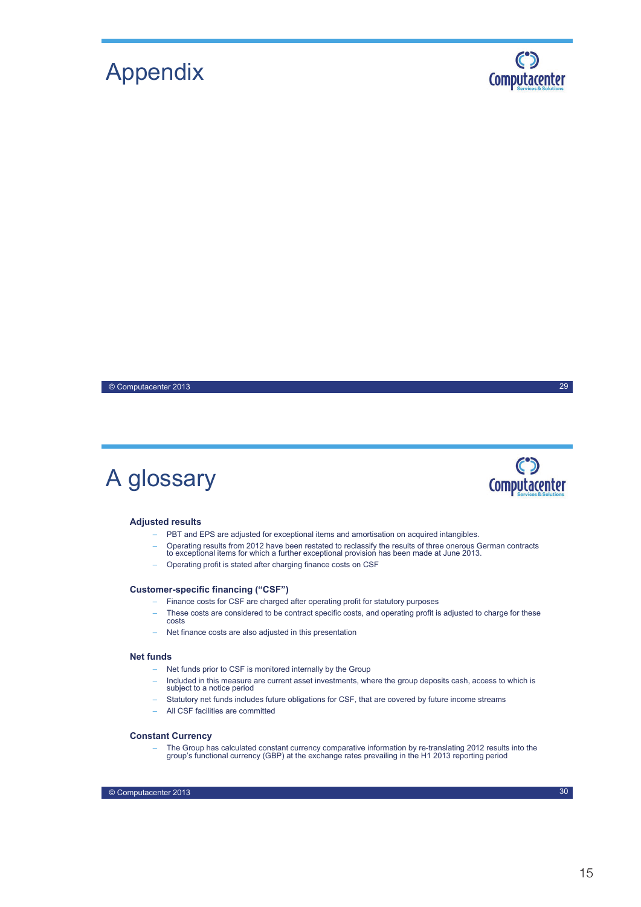# Appendix

# A glossary

**Adjusted results**

- PBT and EPS are adjusted for exceptional items and amortisation on acquired intangibles.
- Operating results from 2012 have been restated to reclassify the results of three onerous German contracts to exceptional items for which a further exceptional provision has been made at June 2013.
- Operating profit is stated after charging finance costs on CSF

**Customer-specific financing ("CSF")**

- Finance costs for CSF are charged after operating profit for statutory purposes
- These costs are considered to be contract specific costs, and operating profit is adjusted to charge for these costs
- Net finance costs are also adjusted in this presentation

**Net funds**

- Net funds prior to CSF is monitored internally by the Group
- Included in this measure are current asset investments, where the group deposits cash, access to which is subject to a notice period
- Statutory net funds includes future obligations for CSF, that are covered by future income streams
- All CSF facilities are committed

**Constant Currency**

- The Group has calculated constant currency comparative information by re-translating 2012 results into the group's functional currency (GBP) at the exchange rates prevailing in the H1 2013 reporting period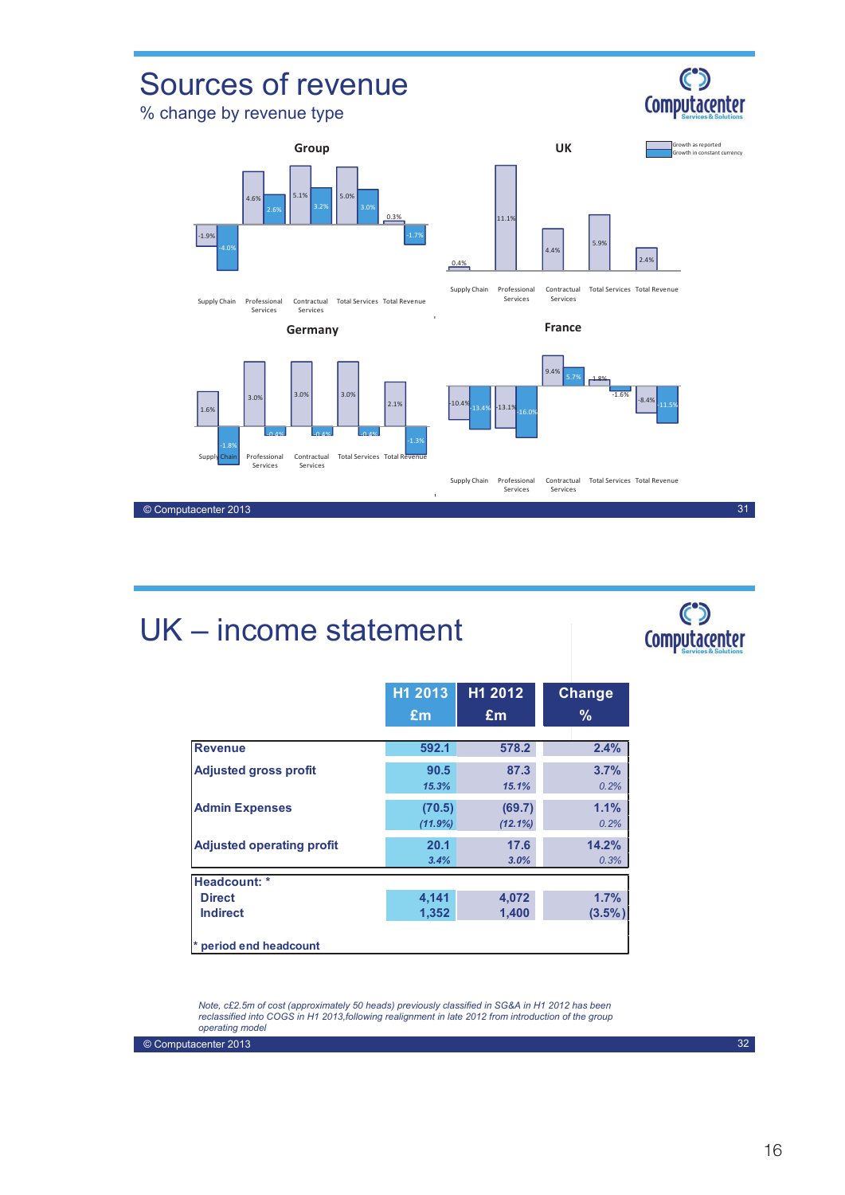# Sources of revenue

% change by revenue type

Growth as reported / Growth in constant currency

**Group**

| | Supply Chain | Professional Services | Contractual Services | Total Services | Total Revenue |
|---|---|---|---|---|---|
| Growth as reported | -1.9% | 4.6% | 5.1% | 5.0% | 0.3% |
| Growth in constant currency | -4.0% | 2.6% | 3.2% | 3.0% | -1.7% |

**UK**

| | Supply Chain | Professional Services | Contractual Services | Total Services | Total Revenue |
|---|---|---|---|---|---|
| Growth as reported | 0.4% | 11.1% | 4.4% | 5.9% | 2.4% |

**Germany**

| | Supply Chain | Professional Services | Contractual Services | Total Services | Total Revenue |
|---|---|---|---|---|---|
| Growth as reported | 1.6% | 3.0% | 3.0% | 3.0% | 2.1% |
| Growth in constant currency | -1.8% | -0.4% | -0.4% | -0.4% | -1.3% |

**France**

| | Supply Chain | Professional Services | Contractual Services | Total Services | Total Revenue |
|---|---|---|---|---|---|
| Growth as reported | -10.4% | -13.1% | 9.4% | 1.8% | -8.4% |
| Growth in constant currency | -13.4% | -16.0% | 5.7% | -1.6% | -11.5% |

# UK – income statement

| | H1 2013 £m | H1 2012 £m | Change % |
|---|---|---|---|
| **Revenue** | 592.1 | 578.2 | 2.4% |
| **Adjusted gross profit** | 90.5 | 87.3 | 3.7% |
| | *15.3%* | *15.1%* | *0.2%* |
| **Admin Expenses** | (70.5) | (69.7) | 1.1% |
| | *(11.9%)* | *(12.1%)* | *0.2%* |
| **Adjusted operating profit** | 20.1 | 17.6 | 14.2% |
| | *3.4%* | *3.0%* | *0.3%* |
| **Headcount: *** | | | |
| **Direct** | 4,141 | 4,072 | 1.7% |
| **Indirect** | 1,352 | 1,400 | (3.5%) |

**\* period end headcount**

*Note, c£2.5m of cost (approximately 50 heads) previously classified in SG&A in H1 2012 has been reclassified into COGS in H1 2013,following realignment in late 2012 from introduction of the group operating model*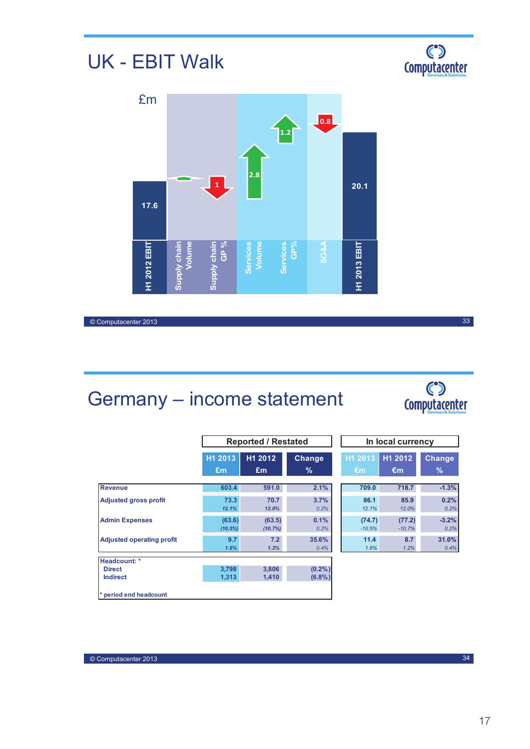# UK - EBIT Walk

£m

| Item | Value |
|---|---|
| H1 2012 EBIT | 17.6 |
| Supply chain Volume | |
| Supply chain GP % | 1 |
| Services Volume | 2.8 |
| Services GP% | 1.2 |
| SG&A | 0.8 |
| H1 2013 EBIT | 20.1 |

# Germany – income statement

| | Reported / Restated | | | In local currency | | |
|---|---|---|---|---|---|---|
| | H1 2013 £m | H1 2012 £m | Change % | H1 2013 €m | H1 2012 €m | Change % |
| **Revenue** | 603.4 | 591.0 | 2.1% | 709.0 | 718.7 | -1.3% |
| **Adjusted gross profit** | 73.3 | 70.7 | 3.7% | 86.1 | 85.9 | 0.2% |
| | *12.1%* | *12.0%* | *0.2%* | *12.1%* | *12.0%* | *0.2%* |
| **Admin Expenses** | (63.6) | (63.5) | 0.1% | (74.7) | (77.2) | -3.2% |
| | *(10.5%)* | *(10.7%)* | *0.2%* | *-10.5%* | *-10.7%* | *0.2%* |
| **Adjusted operating profit** | 9.7 | 7.2 | 35.6% | 11.4 | 8.7 | 31.0% |
| | *1.6%* | *1.2%* | *0.4%* | *1.6%* | *1.2%* | *0.4%* |

| **Headcount: *** | H1 2013 | H1 2012 | Change % |
|---|---|---|---|
| Direct | 3,798 | 3,806 | (0.2%) |
| Indirect | 1,313 | 1,410 | (6.8%) |

* period end headcount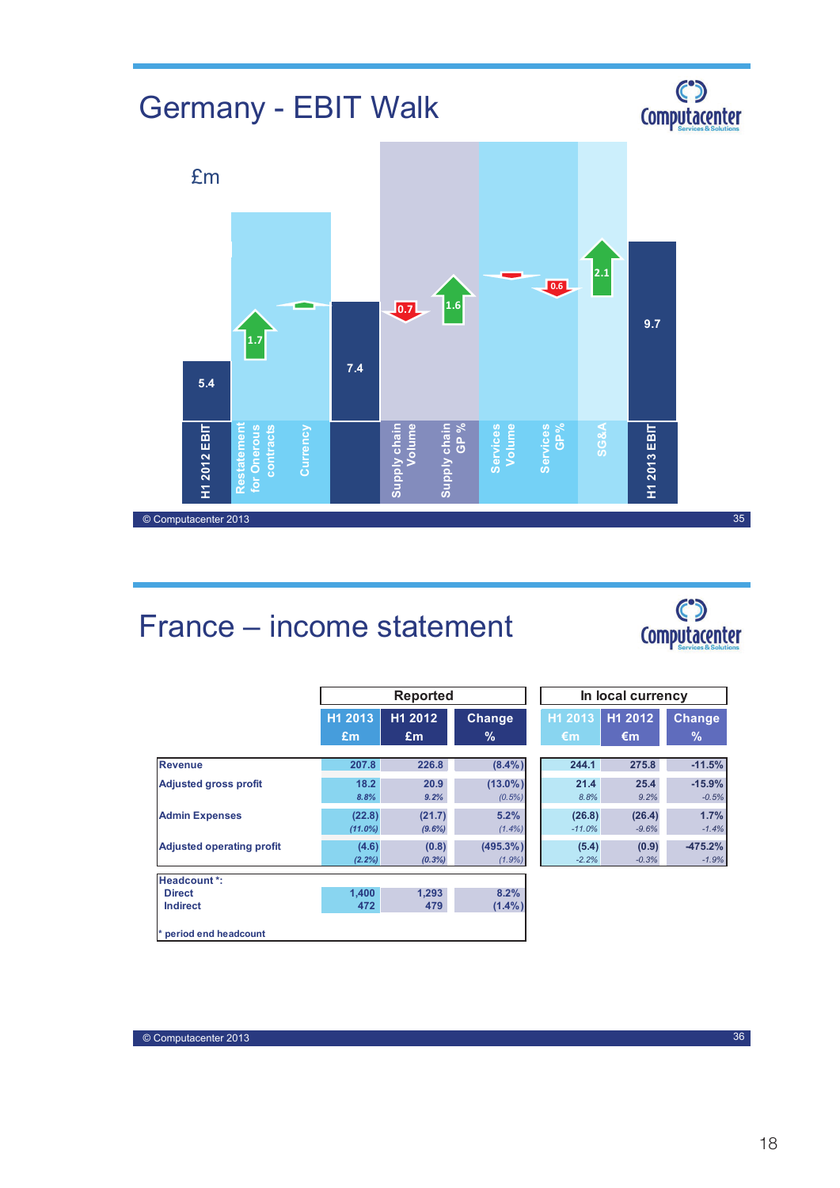# Germany - EBIT Walk

£m

| Item | Value |
|---|---|
| H1 2012 EBIT | 5.4 |
| Restatement for Onerous contracts | 1.7 |
| Currency | |
| | 7.4 |
| Supply chain Volume | (0.7) |
| Supply chain GP % | 1.6 |
| Services Volume | |
| Services GP% | (0.6) |
| SG&A | 2.1 |
| H1 2013 EBIT | 9.7 |

© Computacenter 2013

# France – income statement

| | Reported | | | In local currency | | |
|---|---|---|---|---|---|---|
| | H1 2013 £m | H1 2012 £m | Change % | H1 2013 €m | H1 2012 €m | Change % |
| Revenue | 207.8 | 226.8 | (8.4%) | 244.1 | 275.8 | -11.5% |
| Adjusted gross profit | 18.2 | 20.9 | (13.0%) | 21.4 | 25.4 | -15.9% |
| | *8.8%* | *9.2%* | *(0.5%)* | *8.8%* | *9.2%* | *-0.5%* |
| Admin Expenses | (22.8) | (21.7) | 5.2% | (26.8) | (26.4) | 1.7% |
| | *(11.0%)* | *(9.6%)* | *(1.4%)* | *-11.0%* | *-9.6%* | *-1.4%* |
| Adjusted operating profit | (4.6) | (0.8) | (495.3%) | (5.4) | (0.9) | -475.2% |
| | *(2.2%)* | *(0.3%)* | *(1.9%)* | *-2.2%* | *-0.3%* | *-1.9%* |

| Headcount *: | H1 2013 | H1 2012 | Change % |
|---|---|---|---|
| Direct | 1,400 | 1,293 | 8.2% |
| Indirect | 472 | 479 | (1.4%) |

* period end headcount

© Computacenter 2013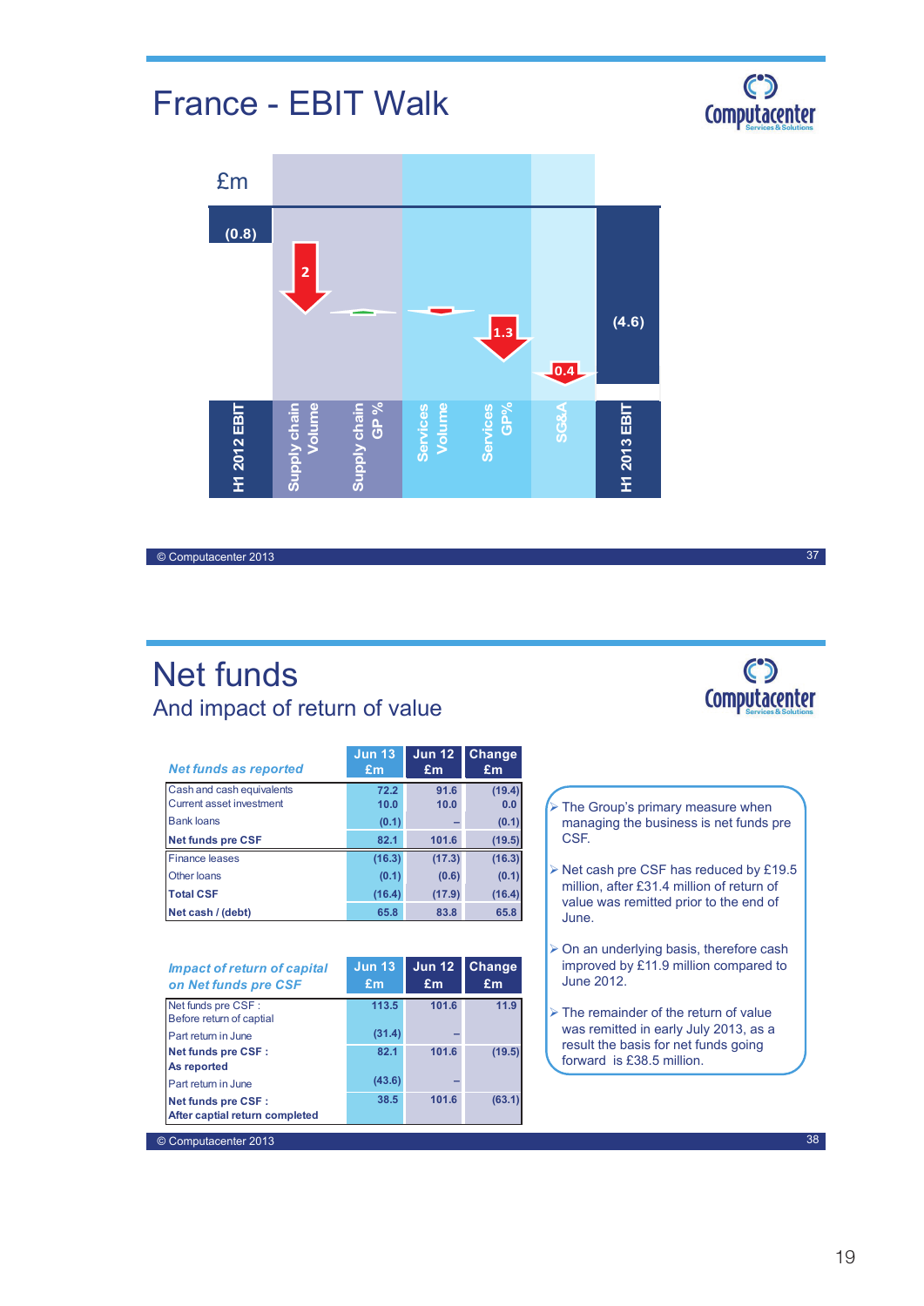# France - EBIT Walk

£m

| H1 2012 EBIT | Supply chain Volume | Supply chain GP % | Services Volume | Services GP% | SG&A | H1 2013 EBIT |
|---|---|---|---|---|---|---|
| (0.8) | 2 | | | 1.3 | 0.4 | (4.6) |

© Computacenter 2013

# Net funds

## And impact of return of value

| *Net funds as reported* | Jun 13 £m | Jun 12 £m | Change £m |
|---|---|---|---|
| Cash and cash equivalents | 72.2 | 91.6 | (19.4) |
| Current asset investment | 10.0 | 10.0 | 0.0 |
| Bank loans | (0.1) | – | (0.1) |
| **Net funds pre CSF** | 82.1 | 101.6 | (19.5) |
| Finance leases | (16.3) | (17.3) | (16.3) |
| Other loans | (0.1) | (0.6) | (0.1) |
| **Total CSF** | (16.4) | (17.9) | (16.4) |
| **Net cash / (debt)** | 65.8 | 83.8 | 65.8 |

| *Impact of return of capital on Net funds pre CSF* | Jun 13 £m | Jun 12 £m | Change £m |
|---|---|---|---|
| Net funds pre CSF : Before return of captial | 113.5 | 101.6 | 11.9 |
| Part return in June | (31.4) | – | |
| **Net funds pre CSF : As reported** | 82.1 | 101.6 | (19.5) |
| Part return in June | (43.6) | – | |
| **Net funds pre CSF : After captial return completed** | 38.5 | 101.6 | (63.1) |

- The Group's primary measure when managing the business is net funds pre CSF.
- Net cash pre CSF has reduced by £19.5 million, after £31.4 million of return of value was remitted prior to the end of June.
- On an underlying basis, therefore cash improved by £11.9 million compared to June 2012.
- The remainder of the return of value was remitted in early July 2013, as a result the basis for net funds going forward is £38.5 million.

© Computacenter 2013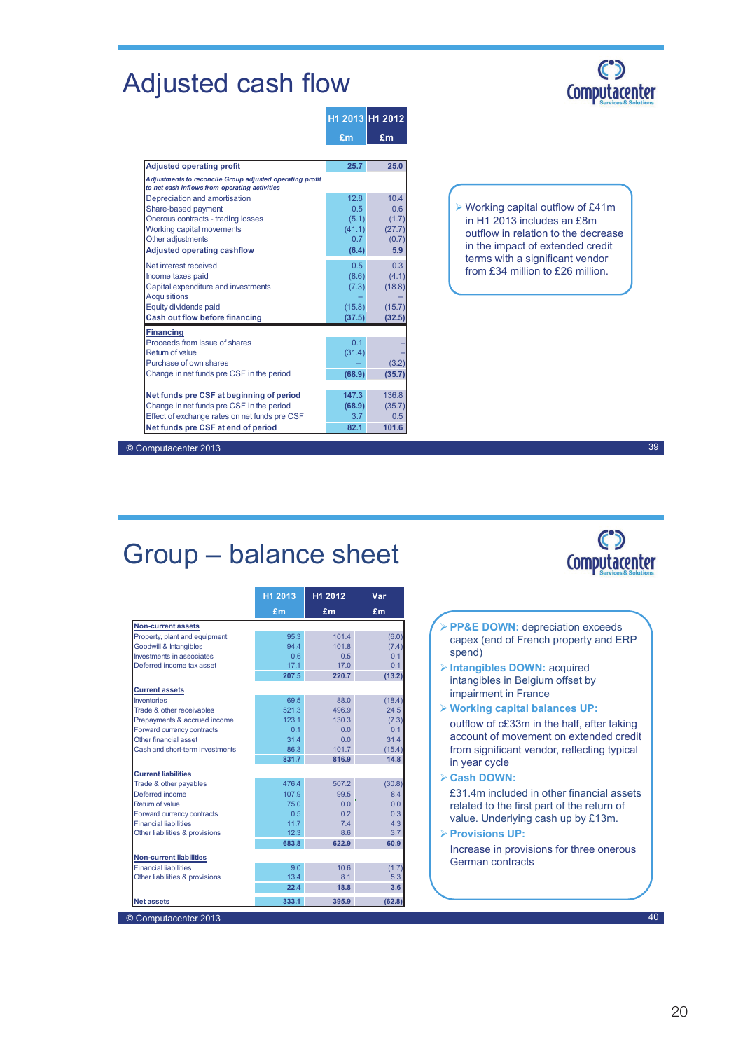# Adjusted cash flow

| | H1 2013 £m | H1 2012 £m |
|---|---|---|
| **Adjusted operating profit** | **25.7** | **25.0** |
| ***Adjustments to reconcile Group adjusted operating profit to net cash inflows from operating activities*** | | |
| Depreciation and amortisation | 12.8 | 10.4 |
| Share-based payment | 0.5 | 0.6 |
| Onerous contracts - trading losses | (5.1) | (1.7) |
| Working capital movements | (41.1) | (27.7) |
| Other adjustments | 0.7 | (0.7) |
| **Adjusted operating cashflow** | **(6.4)** | **5.9** |
| Net interest received | 0.5 | 0.3 |
| Income taxes paid | (8.6) | (4.1) |
| Capital expenditure and investments | (7.3) | (18.8) |
| Acquisitions | – | – |
| Equity dividends paid | (15.8) | (15.7) |
| **Cash out flow before financing** | **(37.5)** | **(32.5)** |
| **Financing** | | |
| Proceeds from issue of shares | 0.1 | – |
| Return of value | (31.4) | – |
| Purchase of own shares | – | (3.2) |
| Change in net funds pre CSF in the period | **(68.9)** | **(35.7)** |
| **Net funds pre CSF at beginning of period** | **147.3** | 136.8 |
| Change in net funds pre CSF in the period | **(68.9)** | (35.7) |
| Effect of exchange rates on net funds pre CSF | 3.7 | 0.5 |
| **Net funds pre CSF at end of period** | **82.1** | **101.6** |

- Working capital outflow of £41m in H1 2013 includes an £8m outflow in relation to the decrease in the impact of extended credit terms with a significant vendor from £34 million to £26 million.

© Computacenter 2013

# Group – balance sheet

| | H1 2013 £m | H1 2012 £m | Var £m |
|---|---|---|---|
| **Non-current assets** | | | |
| Property, plant and equipment | 95.3 | 101.4 | (6.0) |
| Goodwill & Intangibles | 94.4 | 101.8 | (7.4) |
| Investments in associates | 0.6 | 0.5 | 0.1 |
| Deferred income tax asset | 17.1 | 17.0 | 0.1 |
| | **207.5** | **220.7** | **(13.2)** |
| **Current assets** | | | |
| Inventories | 69.5 | 88.0 | (18.4) |
| Trade & other receivables | 521.3 | 496.9 | 24.5 |
| Prepayments & accrued income | 123.1 | 130.3 | (7.3) |
| Forward currency contracts | 0.1 | 0.0 | 0.1 |
| Other financial asset | 31.4 | 0.0 | 31.4 |
| Cash and short-term investments | 86.3 | 101.7 | (15.4) |
| | **831.7** | **816.9** | **14.8** |
| **Current liabilities** | | | |
| Trade & other payables | 476.4 | 507.2 | (30.8) |
| Deferred income | 107.9 | 99.5 | 8.4 |
| Return of value | 75.0 | 0.0 | 0.0 |
| Forward currency contracts | 0.5 | 0.2 | 0.3 |
| Financial liabilities | 11.7 | 7.4 | 4.3 |
| Other liabilities & provisions | 12.3 | 8.6 | 3.7 |
| | **683.8** | **622.9** | **60.9** |
| **Non-current liabilities** | | | |
| Financial liabilities | 9.0 | 10.6 | (1.7) |
| Other liabilities & provisions | 13.4 | 8.1 | 5.3 |
| | **22.4** | **18.8** | **3.6** |
| **Net assets** | **333.1** | **395.9** | **(62.8)** |

- **PP&E DOWN:** depreciation exceeds capex (end of French property and ERP spend)
- **Intangibles DOWN:** acquired intangibles in Belgium offset by impairment in France
- **Working capital balances UP:** outflow of c£33m in the half, after taking account of movement on extended credit from significant vendor, reflecting typical in year cycle
- **Cash DOWN:** £31.4m included in other financial assets related to the first part of the return of value. Underlying cash up by £13m.
- **Provisions UP:** Increase in provisions for three onerous German contracts

© Computacenter 2013